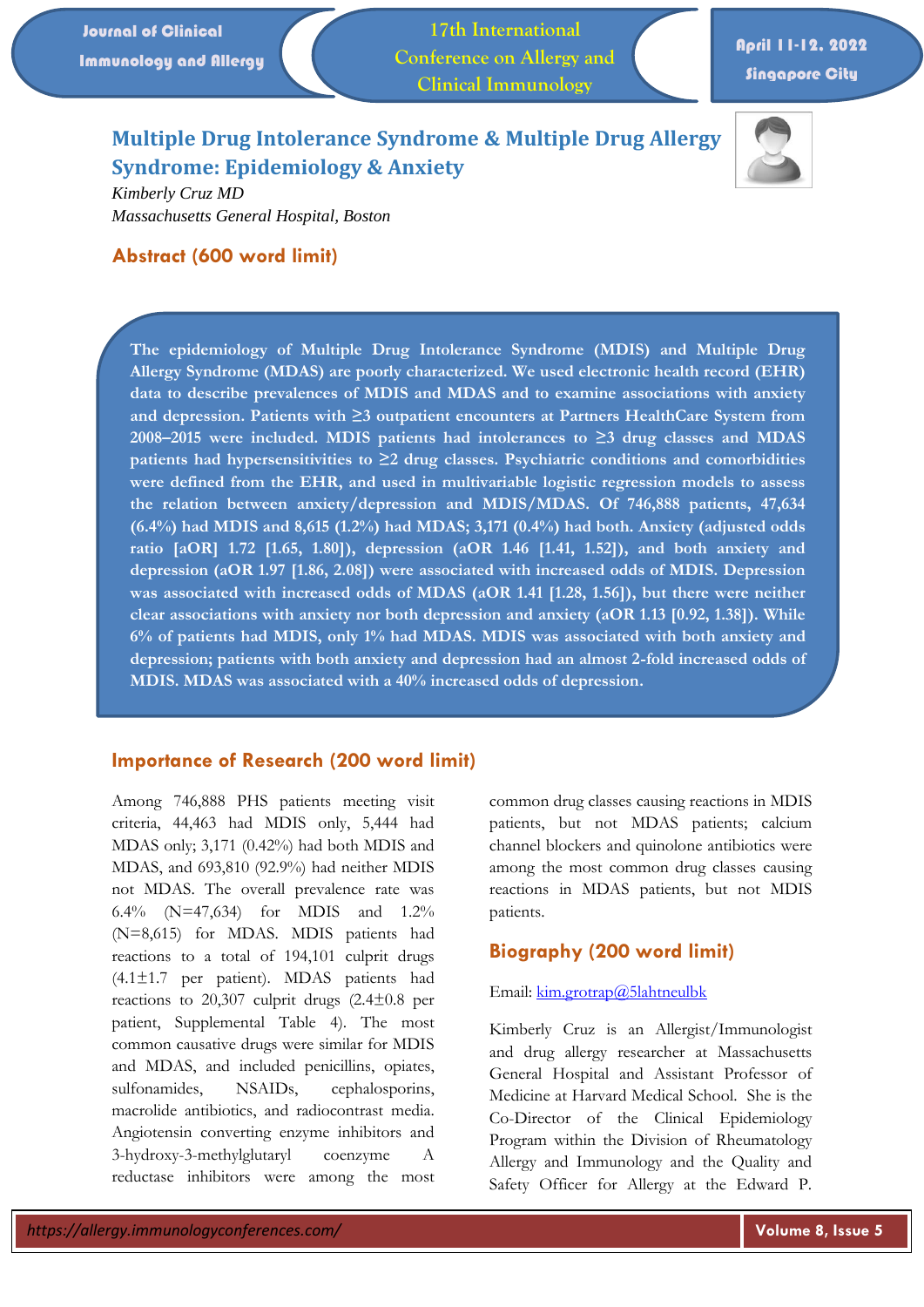# Multiple Drug Intolerance Syndrome & Multiple Drug Allergy Syndrome: Epidemiology & Anxiety

*Kimberly Cruz MD*

*Massachusetts General Hospital, Boston*

## Abstract (600 word limit)

**The epidemiology of Multiple Drug Intolerance Syndrome (MDIS) and Multiple Drug Allergy Syndrome (MDAS) are poorly characterized. We used electronic health record (EHR) data to describe prevalences of MDIS and MDAS and to examine associations with anxiety and depression. Patients with ≥3 outpatient encounters at Partners HealthCare System from 2008–2015 were included. MDIS patients had intolerances to ≥3 drug classes and MDAS patients had hypersensitivities to ≥2 drug classes. Psychiatric conditions and comorbidities were defined from the EHR, and used in multivariable logistic regression models to assess the relation between anxiety/depression and MDIS/MDAS. Of 746,888 patients, 47,634 (6.4%) had MDIS and 8,615 (1.2%) had MDAS; 3,171 (0.4%) had both. Anxiety (adjusted odds ratio [aOR] 1.72 [1.65, 1.80]), depression (aOR 1.46 [1.41, 1.52]), and both anxiety and depression (aOR 1.97 [1.86, 2.08]) were associated with increased odds of MDIS. Depression was associated with increased odds of MDAS (aOR 1.41 [1.28, 1.56]), but there were neither clear associations with anxiety nor both depression and anxiety (aOR 1.13 [0.92, 1.38]). While 6% of patients had MDIS, only 1% had MDAS. MDIS was associated with both anxiety and depression; patients with both anxiety and depression had an almost 2-fold increased odds of MDIS. MDAS was associated with a 40% increased odds of depression.**

## Importance of Research (200 word limit)

Among 746,888 PHS patients meeting visit criteria, 44,463 had MDIS only, 5,444 had MDAS only; 3,171 (0.42%) had both MDIS and MDAS, and 693,810 (92.9%) had neither MDIS not MDAS. The overall prevalence rate was 6.4% (N=47,634) for MDIS and 1.2% (N=8,615) for MDAS. MDIS patients had reactions to a total of 194,101 culprit drugs (4.1±1.7 per patient). MDAS patients had reactions to 20,307 culprit drugs (2.4±0.8 per patient, Supplemental Table 4). The most common causative drugs were similar for MDIS and MDAS, and included penicillins, opiates, sulfonamides, NSAIDs, cephalosporins, macrolide antibiotics, and radiocontrast media. Angiotensin converting enzyme inhibitors and 3-hydroxy-3-methylglutaryl coenzyme A reductase inhibitors were among the most common drug classes causing reactions in MDIS patients, but not MDAS patients; calcium channel blockers and quinolone antibiotics were among the most common drug classes causing reactions in MDAS patients, but not MDIS patients.

## Biography (200 word limit)

Email: kim.grotrap@5lahtneulbk

Kimberly Cruz is an Allergist/Immunologist and drug allergy researcher at Massachusetts General Hospital and Assistant Professor of Medicine at Harvard Medical School. She is the Co-Director of the Clinical Epidemiology Program within the Division of Rheumatology Allergy and Immunology and the Quality and Safety Officer for Allergy at the Edward P.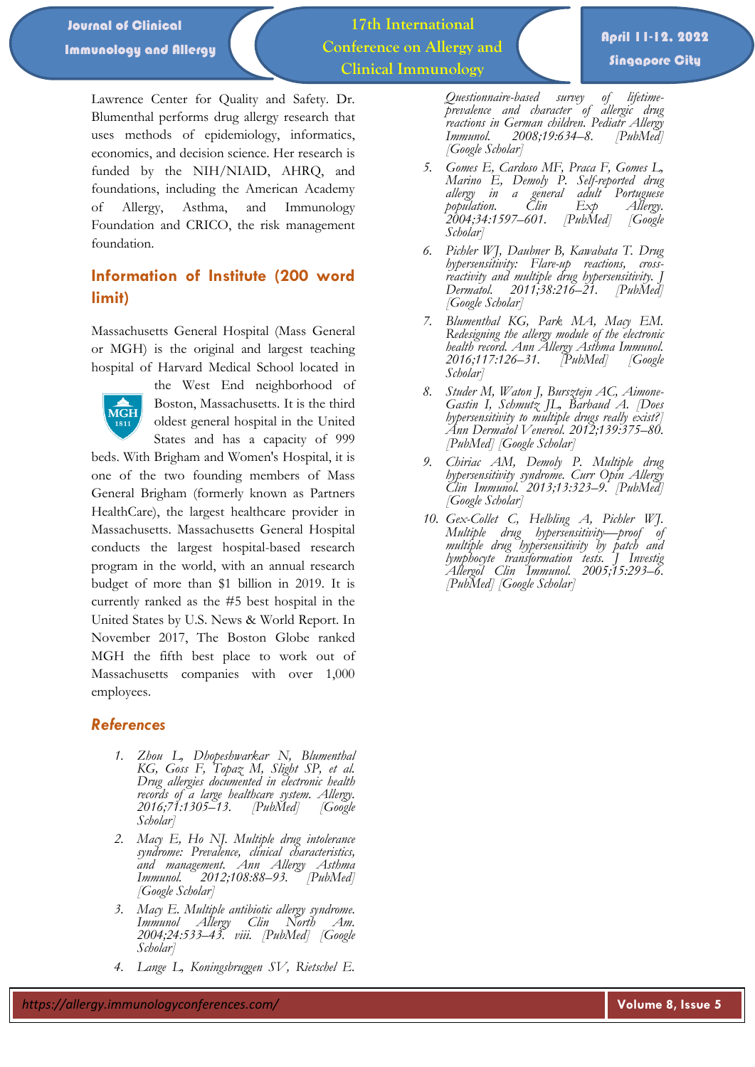Lawrence Center for Quality and Safety. Dr. Blumenthal performs drug allergy research that uses methods of epidemiology, informatics, economics, and decision science. Her research is funded by the NIH/NIAID, AHRQ, and foundations, including the American Academy of Allergy, Asthma, and Immunology Foundation and CRICO, the risk management foundation.

## Information of Institute (200 word limit)

Massachusetts General Hospital (Mass General or MGH) is the original and largest teaching hospital of Harvard Medical School located in the West End neighborhood of Boston, Massachusetts. It is the third oldest general hospital in the United States and has a capacity of 999 beds. With Brigham and Women's Hospital, it is one of the two founding members of Mass General Brigham (formerly known as Partners HealthCare), the largest healthcare provider in Massachusetts. Massachusetts General Hospital conducts the largest hospital-based research program in the world, with an annual research budget of more than $1 billion in 2019. It is currently ranked as the #5 best hospital in the United States by U.S. News & World Report. In November 2017, The Boston Globe ranked MGH the fifth best place to work out of Massachusetts companies with over 1,000 employees.

## References

1. *Zhou L, Dhopeshwarkar N, Blumenthal KG, Goss F, Topaz M, Slight SP, et al. Drug allergies documented in electronic health records of a large healthcare system. Allergy. 2016;71:1305–13. [PubMed] [Google Scholar]*
2. *Macy E, Ho NJ. Multiple drug intolerance syndrome: Prevalence, clinical characteristics, and management. Ann Allergy Asthma Immunol. 2012;108:88–93. [PubMed] [Google Scholar]*
3. *Macy E. Multiple antibiotic allergy syndrome. Immunol Allergy Clin North Am. 2004;24:533–43. viii. [PubMed] [Google Scholar]*
4. *Lange L, Koningsbruggen SV, Rietschel E. Questionnaire-based survey of lifetime-prevalence and character of allergic drug reactions in German children. Pediatr Allergy Immunol. 2008;19:634–8. [PubMed] [Google Scholar]*
5. *Gomes E, Cardoso MF, Praca F, Gomes L, Marino E, Demoly P. Self-reported drug allergy in a general adult Portuguese population. Clin Exp Allergy. 2004;34:1597–601. [PubMed] [Google Scholar]*
6. *Pichler WJ, Daubner B, Kawabata T. Drug hypersensitivity: Flare-up reactions, cross-reactivity and multiple drug hypersensitivity. J Dermatol. 2011;38:216–21. [PubMed] [Google Scholar]*
7. *Blumenthal KG, Park MA, Macy EM. Redesigning the allergy module of the electronic health record. Ann Allergy Asthma Immunol. 2016;117:126–31. [PubMed] [Google Scholar]*
8. *Studer M, Waton J, Bursztejn AC, Aimone-Gastin I, Schmutz JL, Barbaud A. [Does hypersensitivity to multiple drugs really exist?] Ann Dermatol Venereol. 2012;139:375–80. [PubMed] [Google Scholar]*
9. *Chiriac AM, Demoly P. Multiple drug hypersensitivity syndrome. Curr Opin Allergy Clin Immunol. 2013;13:323–9. [PubMed] [Google Scholar]*
10. *Gex-Collet C, Helbling A, Pichler WJ. Multiple drug hypersensitivity—proof of multiple drug hypersensitivity by patch and lymphocyte transformation tests. J Investig Allergol Clin Immunol. 2005;15:293–6. [PubMed] [Google Scholar]*